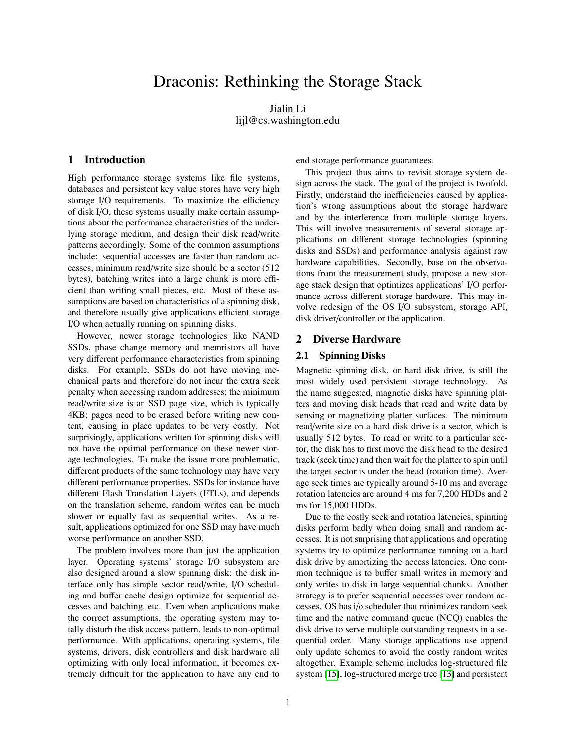# Draconis: Rethinking the Storage Stack

Jialin Li
lijl@cs.washington.edu

## 1 Introduction

High performance storage systems like file systems, databases and persistent key value stores have very high storage I/O requirements. To maximize the efficiency of disk I/O, these systems usually make certain assumptions about the performance characteristics of the underlying storage medium, and design their disk read/write patterns accordingly. Some of the common assumptions include: sequential accesses are faster than random accesses, minimum read/write size should be a sector (512 bytes), batching writes into a large chunk is more efficient than writing small pieces, etc. Most of these assumptions are based on characteristics of a spinning disk, and therefore usually give applications efficient storage I/O when actually running on spinning disks.

However, newer storage technologies like NAND SSDs, phase change memory and memristors all have very different performance characteristics from spinning disks. For example, SSDs do not have moving mechanical parts and therefore do not incur the extra seek penalty when accessing random addresses; the minimum read/write size is an SSD page size, which is typically 4KB; pages need to be erased before writing new content, causing in place updates to be very costly. Not surprisingly, applications written for spinning disks will not have the optimal performance on these newer storage technologies. To make the issue more problematic, different products of the same technology may have very different performance properties. SSDs for instance have different Flash Translation Layers (FTLs), and depends on the translation scheme, random writes can be much slower or equally fast as sequential writes. As a result, applications optimized for one SSD may have much worse performance on another SSD.

The problem involves more than just the application layer. Operating systems' storage I/O subsystem are also designed around a slow spinning disk: the disk interface only has simple sector read/write, I/O scheduling and buffer cache design optimize for sequential accesses and batching, etc. Even when applications make the correct assumptions, the operating system may totally disturb the disk access pattern, leads to non-optimal performance. With applications, operating systems, file systems, drivers, disk controllers and disk hardware all optimizing with only local information, it becomes extremely difficult for the application to have any end to end storage performance guarantees.

This project thus aims to revisit storage system design across the stack. The goal of the project is twofold. Firstly, understand the inefficiencies caused by application's wrong assumptions about the storage hardware and by the interference from multiple storage layers. This will involve measurements of several storage applications on different storage technologies (spinning disks and SSDs) and performance analysis against raw hardware capabilities. Secondly, base on the observations from the measurement study, propose a new storage stack design that optimizes applications' I/O performance across different storage hardware. This may involve redesign of the OS I/O subsystem, storage API, disk driver/controller or the application.

## 2 Diverse Hardware

### 2.1 Spinning Disks

Magnetic spinning disk, or hard disk drive, is still the most widely used persistent storage technology. As the name suggested, magnetic disks have spinning platters and moving disk heads that read and write data by sensing or magnetizing platter surfaces. The minimum read/write size on a hard disk drive is a sector, which is usually 512 bytes. To read or write to a particular sector, the disk has to first move the disk head to the desired track (seek time) and then wait for the platter to spin until the target sector is under the head (rotation time). Average seek times are typically around 5-10 ms and average rotation latencies are around 4 ms for 7,200 HDDs and 2 ms for 15,000 HDDs.

Due to the costly seek and rotation latencies, spinning disks perform badly when doing small and random accesses. It is not surprising that applications and operating systems try to optimize performance running on a hard disk drive by amortizing the access latencies. One common technique is to buffer small writes in memory and only writes to disk in large sequential chunks. Another strategy is to prefer sequential accesses over random accesses. OS has i/o scheduler that minimizes random seek time and the native command queue (NCQ) enables the disk drive to serve multiple outstanding requests in a sequential order. Many storage applications use append only update schemes to avoid the costly random writes altogether. Example scheme includes log-structured file system [15], log-structured merge tree [13] and persistent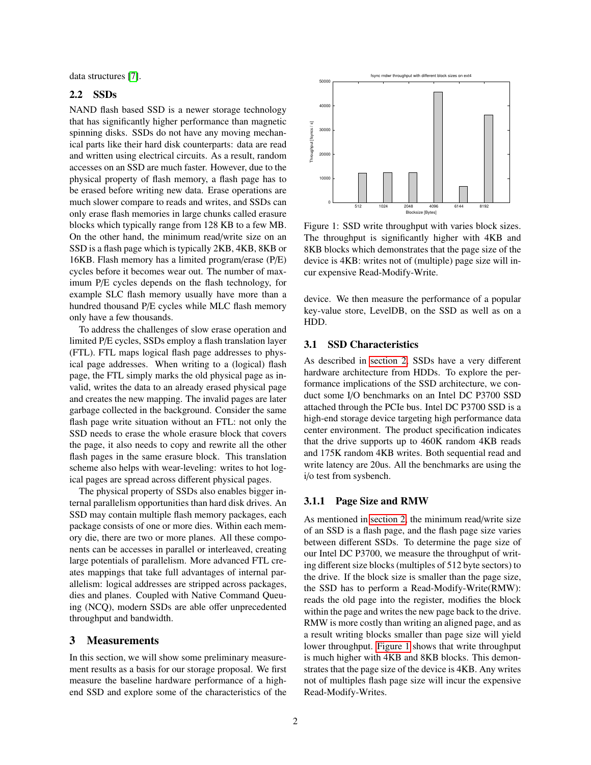data structures [7].

## 2.2 SSDs

NAND flash based SSD is a newer storage technology that has significantly higher performance than magnetic spinning disks. SSDs do not have any moving mechanical parts like their hard disk counterparts: data are read and written using electrical circuits. As a result, random accesses on an SSD are much faster. However, due to the physical property of flash memory, a flash page has to be erased before writing new data. Erase operations are much slower compare to reads and writes, and SSDs can only erase flash memories in large chunks called erasure blocks which typically range from 128 KB to a few MB. On the other hand, the minimum read/write size on an SSD is a flash page which is typically 2KB, 4KB, 8KB or 16KB. Flash memory has a limited program/erase (P/E) cycles before it becomes wear out. The number of maximum P/E cycles depends on the flash technology, for example SLC flash memory usually have more than a hundred thousand P/E cycles while MLC flash memory only have a few thousands.

To address the challenges of slow erase operation and limited P/E cycles, SSDs employ a flash translation layer (FTL). FTL maps logical flash page addresses to physical page addresses. When writing to a (logical) flash page, the FTL simply marks the old physical page as invalid, writes the data to an already erased physical page and creates the new mapping. The invalid pages are later garbage collected in the background. Consider the same flash page write situation without an FTL: not only the SSD needs to erase the whole erasure block that covers the page, it also needs to copy and rewrite all the other flash pages in the same erasure block. This translation scheme also helps with wear-leveling: writes to hot logical pages are spread across different physical pages.

The physical property of SSDs also enables bigger internal parallelism opportunities than hard disk drives. An SSD may contain multiple flash memory packages, each package consists of one or more dies. Within each memory die, there are two or more planes. All these components can be accesses in parallel or interleaved, creating large potentials of parallelism. More advanced FTL creates mappings that take full advantages of internal parallelism: logical addresses are stripped across packages, dies and planes. Coupled with Native Command Queuing (NCQ), modern SSDs are able offer unprecedented throughput and bandwidth.

# 3 Measurements

In this section, we will show some preliminary measurement results as a basis for our storage proposal. We first measure the baseline hardware performance of a high-end SSD and explore some of the characteristics of the device. We then measure the performance of a popular key-value store, LevelDB, on the SSD as well as on a HDD.

fsync rndwr throughput with different block sizes on ext4

Throughput [fsyncs / s]

0
10000
20000
30000
40000
50000

512
1024
2048
4096
6144
8192

Blocksize [Bytes]

Figure 1: SSD write throughput with varies block sizes. The throughput is significantly higher with 4KB and 8KB blocks which demonstrates that the page size of the device is 4KB: writes not of (multiple) page size will incur expensive Read-Modify-Write.

## 3.1 SSD Characteristics

As described in section 2, SSDs have a very different hardware architecture from HDDs. To explore the performance implications of the SSD architecture, we conduct some I/O benchmarks on an Intel DC P3700 SSD attached through the PCIe bus. Intel DC P3700 SSD is a high-end storage device targeting high performance data center environment. The product specification indicates that the drive supports up to 460K random 4KB reads and 175K random 4KB writes. Both sequential read and write latency are 20us. All the benchmarks are using the i/o test from sysbench.

### 3.1.1 Page Size and RMW

As mentioned in section 2, the minimum read/write size of an SSD is a flash page, and the flash page size varies between different SSDs. To determine the page size of our Intel DC P3700, we measure the throughput of writing different size blocks (multiples of 512 byte sectors) to the drive. If the block size is smaller than the page size, the SSD has to perform a Read-Modify-Write(RMW): reads the old page into the register, modifies the block within the page and writes the new page back to the drive. RMW is more costly than writing an aligned page, and as a result writing blocks smaller than page size will yield lower throughput. Figure 1 shows that write throughput is much higher with 4KB and 8KB blocks. This demonstrates that the page size of the device is 4KB. Any writes not of multiples flash page size will incur the expensive Read-Modify-Writes.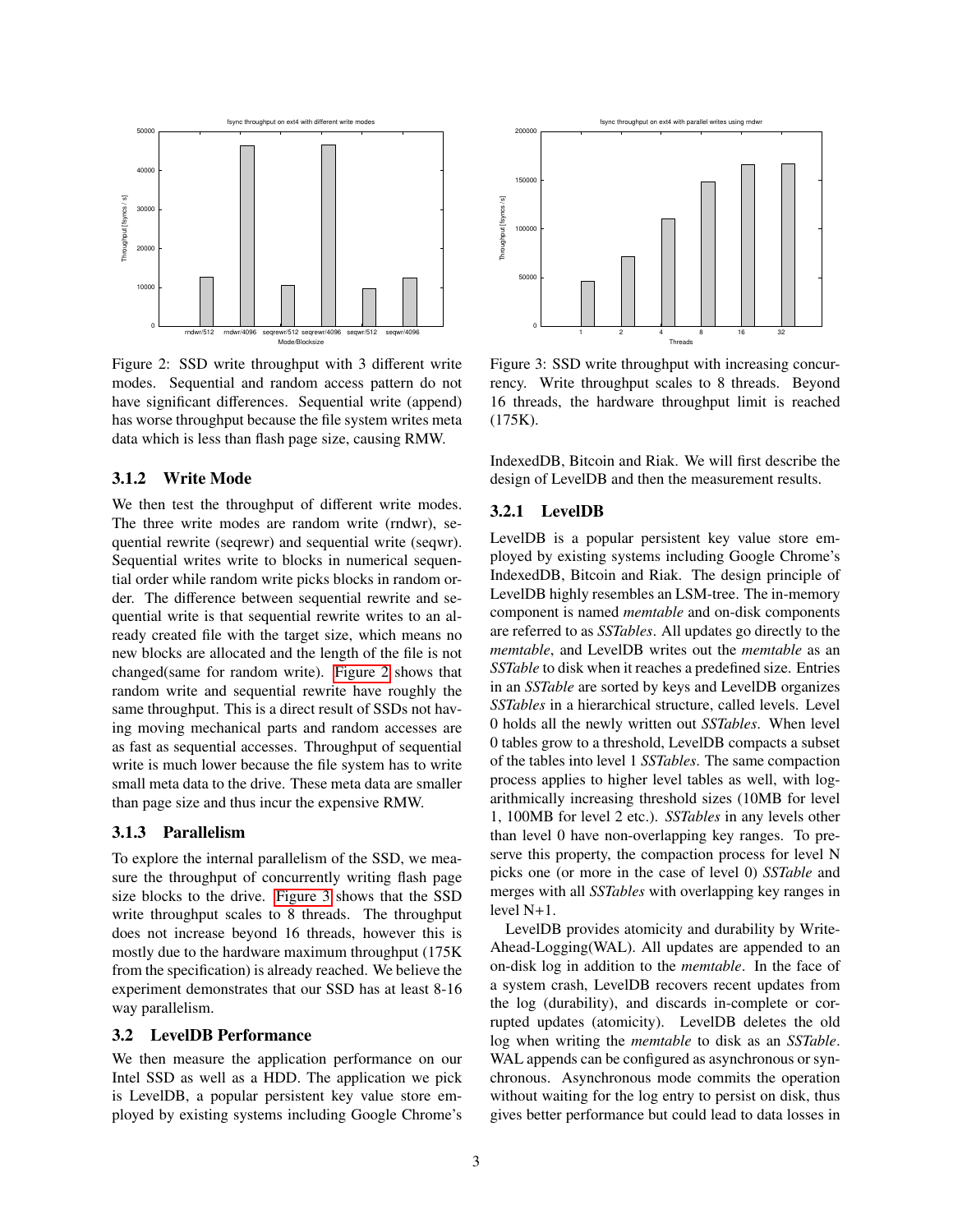Figure 2: SSD write throughput with 3 different write modes. Sequential and random access pattern do not have significant differences. Sequential write (append) has worse throughput because the file system writes meta data which is less than flash page size, causing RMW.

### 3.1.2 Write Mode

We then test the throughput of different write modes. The three write modes are random write (rndwr), sequential rewrite (seqrewr) and sequential write (seqwr). Sequential writes write to blocks in numerical sequential order while random write picks blocks in random order. The difference between sequential rewrite and sequential write is that sequential rewrite writes to an already created file with the target size, which means no new blocks are allocated and the length of the file is not changed(same for random write). Figure 2 shows that random write and sequential rewrite have roughly the same throughput. This is a direct result of SSDs not having moving mechanical parts and random accesses are as fast as sequential accesses. Throughput of sequential write is much lower because the file system has to write small meta data to the drive. These meta data are smaller than page size and thus incur the expensive RMW.

### 3.1.3 Parallelism

To explore the internal parallelism of the SSD, we measure the throughput of concurrently writing flash page size blocks to the drive. Figure 3 shows that the SSD write throughput scales to 8 threads. The throughput does not increase beyond 16 threads, however this is mostly due to the hardware maximum throughput (175K from the specification) is already reached. We believe the experiment demonstrates that our SSD has at least 8-16 way parallelism.

## 3.2 LevelDB Performance

We then measure the application performance on our Intel SSD as well as a HDD. The application we pick is LevelDB, a popular persistent key value store employed by existing systems including Google Chrome's IndexedDB, Bitcoin and Riak. We will first describe the design of LevelDB and then the measurement results.

Figure 3: SSD write throughput with increasing concurrency. Write throughput scales to 8 threads. Beyond 16 threads, the hardware throughput limit is reached (175K).

### 3.2.1 LevelDB

LevelDB is a popular persistent key value store employed by existing systems including Google Chrome's IndexedDB, Bitcoin and Riak. The design principle of LevelDB highly resembles an LSM-tree. The in-memory component is named *memtable* and on-disk components are referred to as *SSTables*. All updates go directly to the *memtable*, and LevelDB writes out the *memtable* as an *SSTable* to disk when it reaches a predefined size. Entries in an *SSTable* are sorted by keys and LevelDB organizes *SSTables* in a hierarchical structure, called levels. Level 0 holds all the newly written out *SSTables*. When level 0 tables grow to a threshold, LevelDB compacts a subset of the tables into level 1 *SSTables*. The same compaction process applies to higher level tables as well, with logarithmically increasing threshold sizes (10MB for level 1, 100MB for level 2 etc.). *SSTables* in any levels other than level 0 have non-overlapping key ranges. To preserve this property, the compaction process for level N picks one (or more in the case of level 0) *SSTable* and merges with all *SSTables* with overlapping key ranges in level N+1.

LevelDB provides atomicity and durability by Write-Ahead-Logging(WAL). All updates are appended to an on-disk log in addition to the *memtable*. In the face of a system crash, LevelDB recovers recent updates from the log (durability), and discards in-complete or corrupted updates (atomicity). LevelDB deletes the old log when writing the *memtable* to disk as an *SSTable*. WAL appends can be configured as asynchronous or synchronous. Asynchronous mode commits the operation without waiting for the log entry to persist on disk, thus gives better performance but could lead to data losses in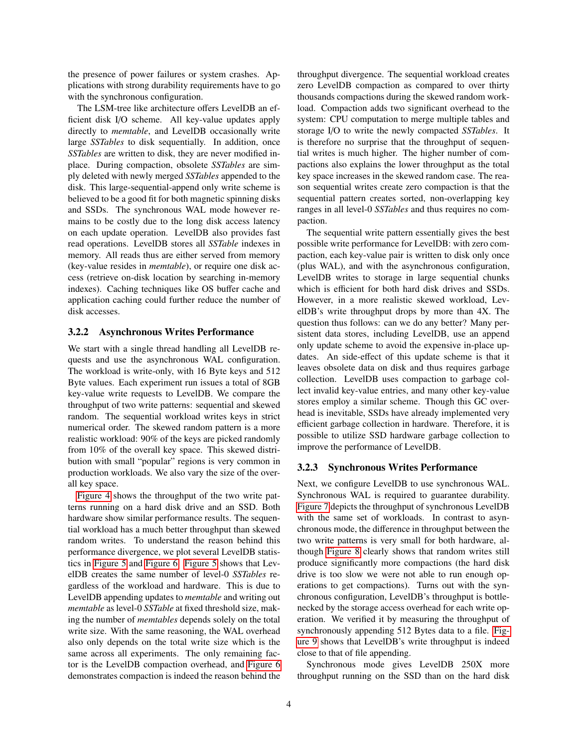the presence of power failures or system crashes. Applications with strong durability requirements have to go with the synchronous configuration.

The LSM-tree like architecture offers LevelDB an efficient disk I/O scheme. All key-value updates apply directly to *memtable*, and LevelDB occasionally write large *SSTables* to disk sequentially. In addition, once *SSTables* are written to disk, they are never modified in-place. During compaction, obsolete *SSTables* are simply deleted with newly merged *SSTables* appended to the disk. This large-sequential-append only write scheme is believed to be a good fit for both magnetic spinning disks and SSDs. The synchronous WAL mode however remains to be costly due to the long disk access latency on each update operation. LevelDB also provides fast read operations. LevelDB stores all *SSTable* indexes in memory. All reads thus are either served from memory (key-value resides in *memtable*), or require one disk access (retrieve on-disk location by searching in-memory indexes). Caching techniques like OS buffer cache and application caching could further reduce the number of disk accesses.

### 3.2.2 Asynchronous Writes Performance

We start with a single thread handling all LevelDB requests and use the asynchronous WAL configuration. The workload is write-only, with 16 Byte keys and 512 Byte values. Each experiment run issues a total of 8GB key-value write requests to LevelDB. We compare the throughput of two write patterns: sequential and skewed random. The sequential workload writes keys in strict numerical order. The skewed random pattern is a more realistic workload: 90% of the keys are picked randomly from 10% of the overall key space. This skewed distribution with small "popular" regions is very common in production workloads. We also vary the size of the overall key space.

Figure 4 shows the throughput of the two write patterns running on a hard disk drive and an SSD. Both hardware show similar performance results. The sequential workload has a much better throughput than skewed random writes. To understand the reason behind this performance divergence, we plot several LevelDB statistics in Figure 5 and Figure 6. Figure 5 shows that LevelDB creates the same number of level-0 *SSTables* regardless of the workload and hardware. This is due to LevelDB appending updates to *memtable* and writing out *memtable* as level-0 *SSTable* at fixed threshold size, making the number of *memtables* depends solely on the total write size. With the same reasoning, the WAL overhead also only depends on the total write size which is the same across all experiments. The only remaining factor is the LevelDB compaction overhead, and Figure 6 demonstrates compaction is indeed the reason behind the throughput divergence. The sequential workload creates zero LevelDB compaction as compared to over thirty thousands compactions during the skewed random workload. Compaction adds two significant overhead to the system: CPU computation to merge multiple tables and storage I/O to write the newly compacted *SSTables*. It is therefore no surprise that the throughput of sequential writes is much higher. The higher number of compactions also explains the lower throughput as the total key space increases in the skewed random case. The reason sequential writes create zero compaction is that the sequential pattern creates sorted, non-overlapping key ranges in all level-0 *SSTables* and thus requires no compaction.

The sequential write pattern essentially gives the best possible write performance for LevelDB: with zero compaction, each key-value pair is written to disk only once (plus WAL), and with the asynchronous configuration, LevelDB writes to storage in large sequential chunks which is efficient for both hard disk drives and SSDs. However, in a more realistic skewed workload, LevelDB's write throughput drops by more than 4X. The question thus follows: can we do any better? Many persistent data stores, including LevelDB, use an append only update scheme to avoid the expensive in-place updates. An side-effect of this update scheme is that it leaves obsolete data on disk and thus requires garbage collection. LevelDB uses compaction to garbage collect invalid key-value entries, and many other key-value stores employ a similar scheme. Though this GC overhead is inevitable, SSDs have already implemented very efficient garbage collection in hardware. Therefore, it is possible to utilize SSD hardware garbage collection to improve the performance of LevelDB.

### 3.2.3 Synchronous Writes Performance

Next, we configure LevelDB to use synchronous WAL. Synchronous WAL is required to guarantee durability. Figure 7 depicts the throughput of synchronous LevelDB with the same set of workloads. In contrast to asynchronous mode, the difference in throughput between the two write patterns is very small for both hardware, although Figure 8 clearly shows that random writes still produce significantly more compactions (the hard disk drive is too slow we were not able to run enough operations to get compactions). Turns out with the synchronous configuration, LevelDB's throughput is bottlenecked by the storage access overhead for each write operation. We verified it by measuring the throughput of synchronously appending 512 Bytes data to a file. Figure 9 shows that LevelDB's write throughput is indeed close to that of file appending.

Synchronous mode gives LevelDB 250X more throughput running on the SSD than on the hard disk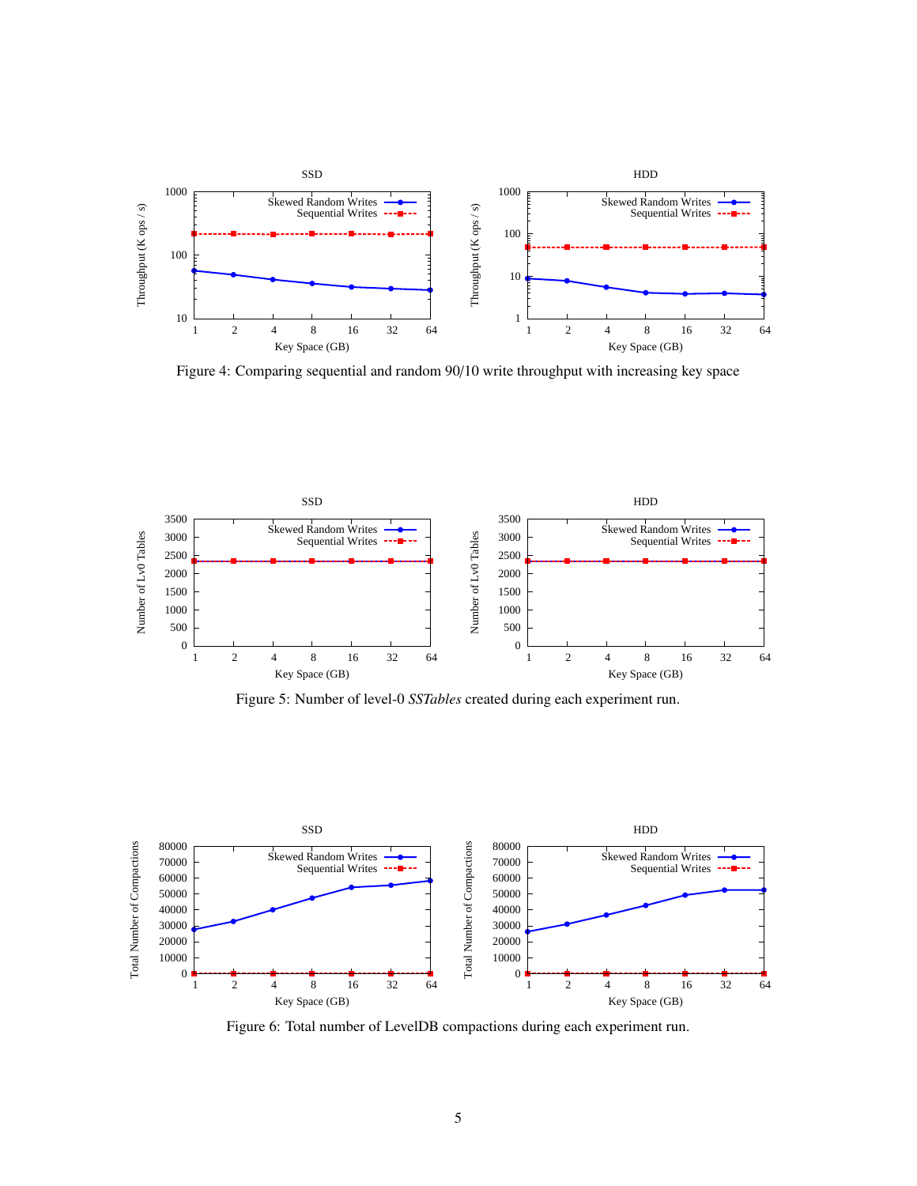SSD

Throughput (K ops / s)

1000

100

10

1 2 4 8 16 32 64

Key Space (GB)

Skewed Random Writes

Sequential Writes

HDD

Throughput (K ops / s)

1000

100

10

1

1 2 4 8 16 32 64

Key Space (GB)

Skewed Random Writes

Sequential Writes

Figure 4: Comparing sequential and random 90/10 write throughput with increasing key space

SSD

Number of Lv0 Tables

3500 3000 2500 2000 1500 1000 500 0

1 2 4 8 16 32 64

Key Space (GB)

Skewed Random Writes

Sequential Writes

HDD

Number of Lv0 Tables

3500 3000 2500 2000 1500 1000 500 0

1 2 4 8 16 32 64

Key Space (GB)

Skewed Random Writes

Sequential Writes

Figure 5: Number of level-0 *SSTables* created during each experiment run.

SSD

Total Number of Compactions

80000 70000 60000 50000 40000 30000 20000 10000 0

1 2 4 8 16 32 64

Key Space (GB)

Skewed Random Writes

Sequential Writes

HDD

Total Number of Compactions

80000 70000 60000 50000 40000 30000 20000 10000 0

1 2 4 8 16 32 64

Key Space (GB)

Skewed Random Writes

Sequential Writes

Figure 6: Total number of LevelDB compactions during each experiment run.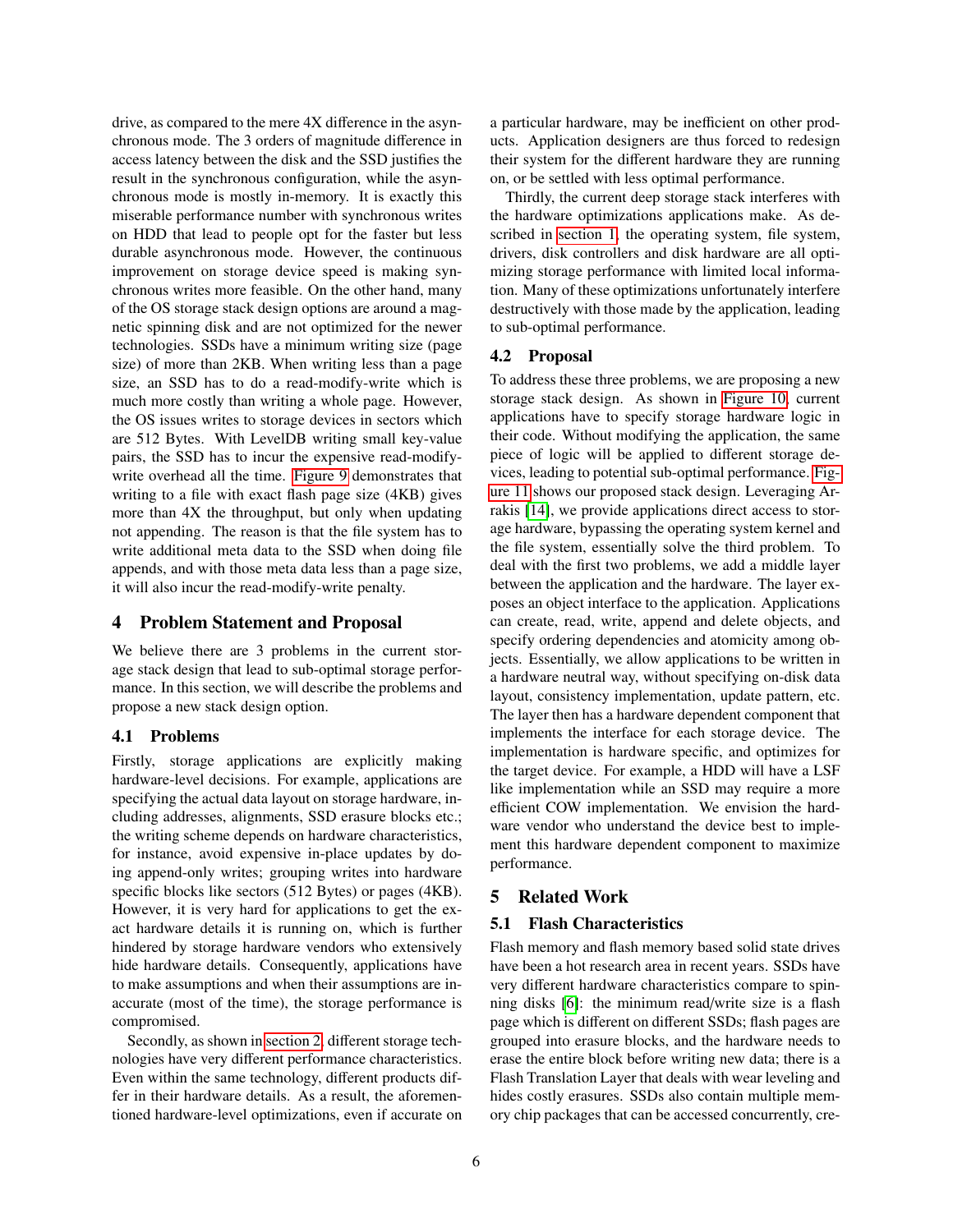drive, as compared to the mere 4X difference in the asynchronous mode. The 3 orders of magnitude difference in access latency between the disk and the SSD justifies the result in the synchronous configuration, while the asynchronous mode is mostly in-memory. It is exactly this miserable performance number with synchronous writes on HDD that lead to people opt for the faster but less durable asynchronous mode. However, the continuous improvement on storage device speed is making synchronous writes more feasible. On the other hand, many of the OS storage stack design options are around a magnetic spinning disk and are not optimized for the newer technologies. SSDs have a minimum writing size (page size) of more than 2KB. When writing less than a page size, an SSD has to do a read-modify-write which is much more costly than writing a whole page. However, the OS issues writes to storage devices in sectors which are 512 Bytes. With LevelDB writing small key-value pairs, the SSD has to incur the expensive read-modify-write overhead all the time. Figure 9 demonstrates that writing to a file with exact flash page size (4KB) gives more than 4X the throughput, but only when updating not appending. The reason is that the file system has to write additional meta data to the SSD when doing file appends, and with those meta data less than a page size, it will also incur the read-modify-write penalty.

# 4 Problem Statement and Proposal

We believe there are 3 problems in the current storage stack design that lead to sub-optimal storage performance. In this section, we will describe the problems and propose a new stack design option.

## 4.1 Problems

Firstly, storage applications are explicitly making hardware-level decisions. For example, applications are specifying the actual data layout on storage hardware, including addresses, alignments, SSD erasure blocks etc.; the writing scheme depends on hardware characteristics, for instance, avoid expensive in-place updates by doing append-only writes; grouping writes into hardware specific blocks like sectors (512 Bytes) or pages (4KB). However, it is very hard for applications to get the exact hardware details it is running on, which is further hindered by storage hardware vendors who extensively hide hardware details. Consequently, applications have to make assumptions and when their assumptions are inaccurate (most of the time), the storage performance is compromised.

Secondly, as shown in section 2, different storage technologies have very different performance characteristics. Even within the same technology, different products differ in their hardware details. As a result, the aforementioned hardware-level optimizations, even if accurate on a particular hardware, may be inefficient on other products. Application designers are thus forced to redesign their system for the different hardware they are running on, or be settled with less optimal performance.

Thirdly, the current deep storage stack interferes with the hardware optimizations applications make. As described in section 1, the operating system, file system, drivers, disk controllers and disk hardware are all optimizing storage performance with limited local information. Many of these optimizations unfortunately interfere destructively with those made by the application, leading to sub-optimal performance.

## 4.2 Proposal

To address these three problems, we are proposing a new storage stack design. As shown in Figure 10, current applications have to specify storage hardware logic in their code. Without modifying the application, the same piece of logic will be applied to different storage devices, leading to potential sub-optimal performance. Figure 11 shows our proposed stack design. Leveraging Arrakis [14], we provide applications direct access to storage hardware, bypassing the operating system kernel and the file system, essentially solve the third problem. To deal with the first two problems, we add a middle layer between the application and the hardware. The layer exposes an object interface to the application. Applications can create, read, write, append and delete objects, and specify ordering dependencies and atomicity among objects. Essentially, we allow applications to be written in a hardware neutral way, without specifying on-disk data layout, consistency implementation, update pattern, etc. The layer then has a hardware dependent component that implements the interface for each storage device. The implementation is hardware specific, and optimizes for the target device. For example, a HDD will have a LSF like implementation while an SSD may require a more efficient COW implementation. We envision the hardware vendor who understand the device best to implement this hardware dependent component to maximize performance.

# 5 Related Work

## 5.1 Flash Characteristics

Flash memory and flash memory based solid state drives have been a hot research area in recent years. SSDs have very different hardware characteristics compare to spinning disks [6]: the minimum read/write size is a flash page which is different on different SSDs; flash pages are grouped into erasure blocks, and the hardware needs to erase the entire block before writing new data; there is a Flash Translation Layer that deals with wear leveling and hides costly erasures. SSDs also contain multiple memory chip packages that can be accessed concurrently, cre-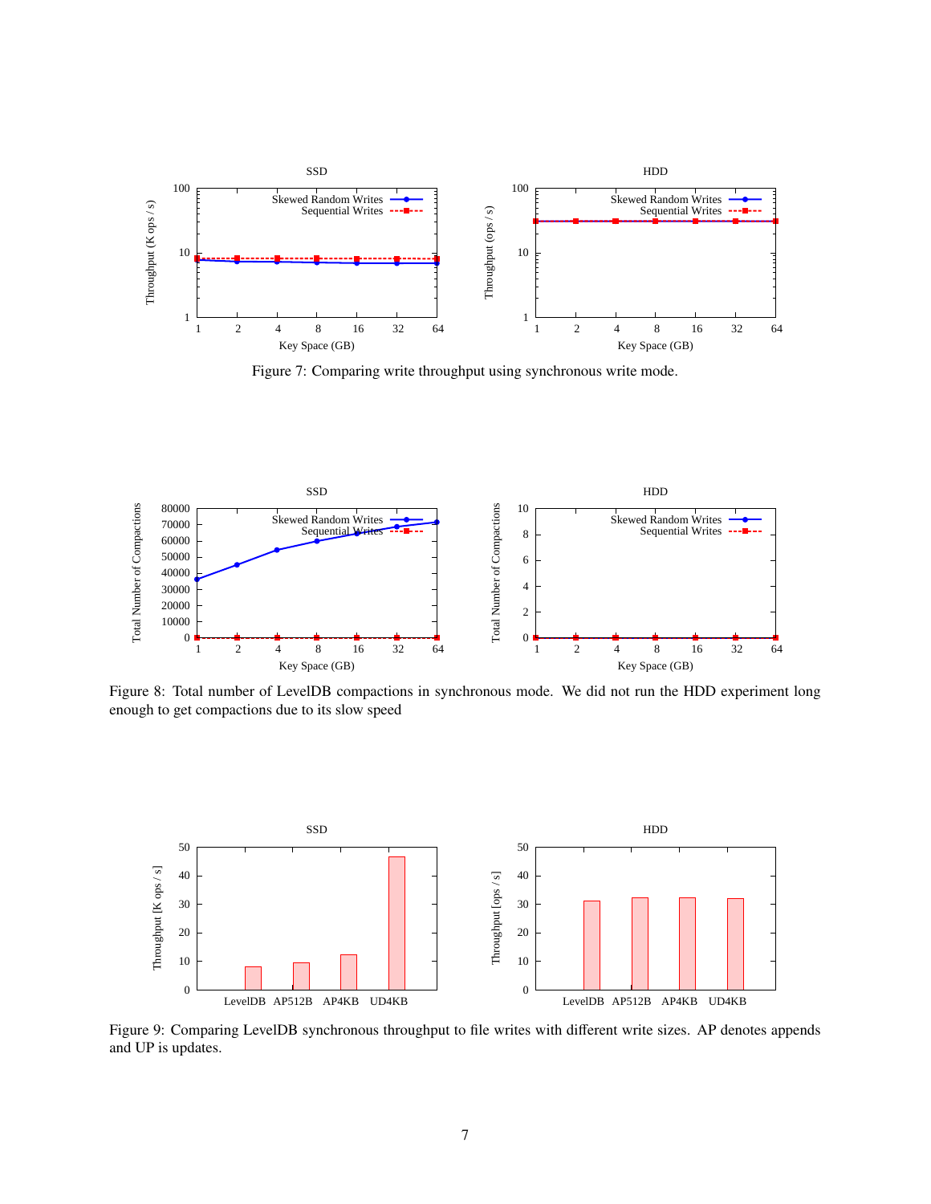SSD

100

10

1

Throughput (K ops / s)

Skewed Random Writes
Sequential Writes

1 2 4 8 16 32 64

Key Space (GB)

HDD

100

10

1

Throughput (ops / s)

Skewed Random Writes
Sequential Writes

1 2 4 8 16 32 64

Key Space (GB)

Figure 7: Comparing write throughput using synchronous write mode.

SSD

80000
70000
60000
50000
40000
30000
20000
10000
0

Total Number of Compactions

Skewed Random Writes
Sequential Writes

1 2 4 8 16 32 64

Key Space (GB)

HDD

10
8
6
4
2
0

Total Number of Compactions

Skewed Random Writes
Sequential Writes

1 2 4 8 16 32 64

Key Space (GB)

Figure 8: Total number of LevelDB compactions in synchronous mode. We did not run the HDD experiment long enough to get compactions due to its slow speed

SSD

50
40
30
20
10
0

Throughput [K ops / s]

LevelDB AP512B AP4KB UD4KB

HDD

50
40
30
20
10
0

Throughput [ops / s]

LevelDB AP512B AP4KB UD4KB

Figure 9: Comparing LevelDB synchronous throughput to file writes with different write sizes. AP denotes appends and UP is updates.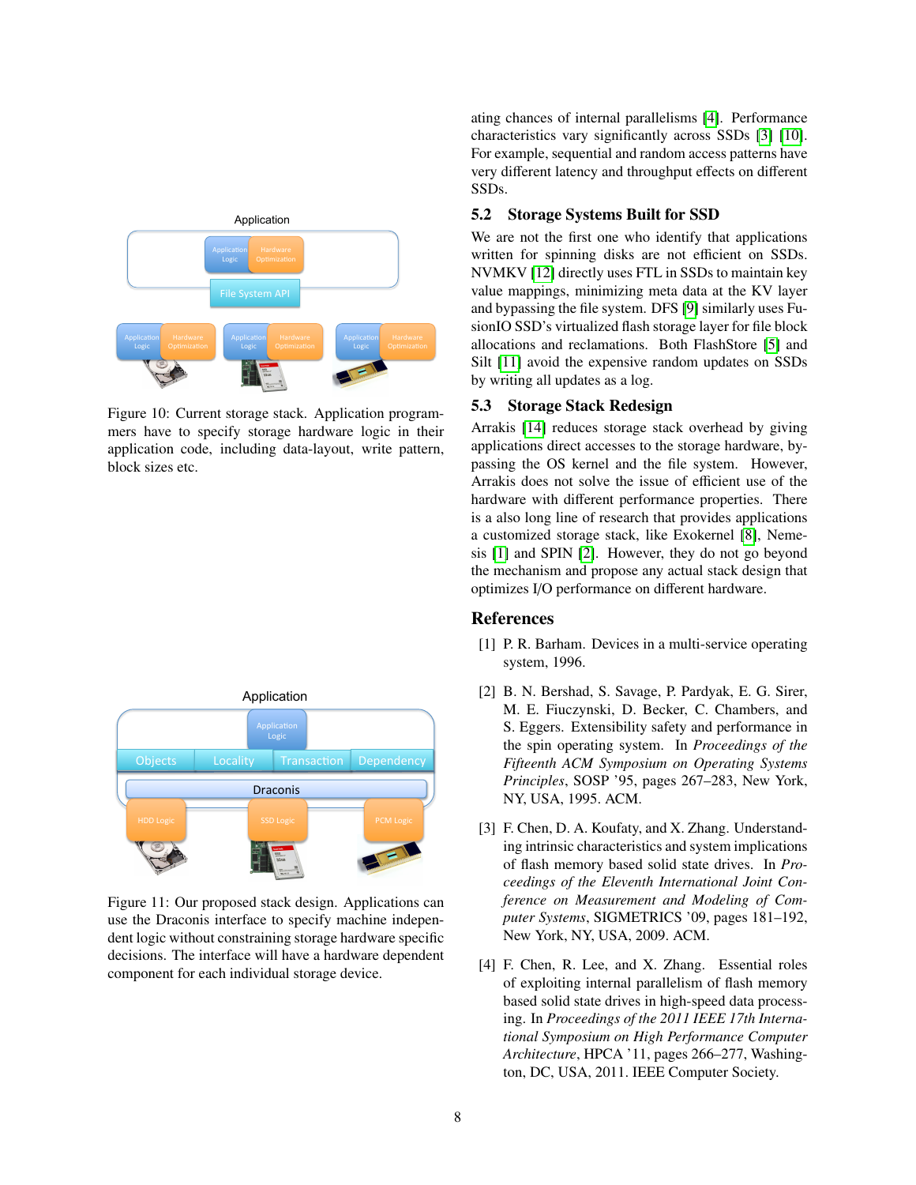Figure 10: Current storage stack. Application programmers have to specify storage hardware logic in their application code, including data-layout, write pattern, block sizes etc.

Figure 11: Our proposed stack design. Applications can use the Draconis interface to specify machine independent logic without constraining storage hardware specific decisions. The interface will have a hardware dependent component for each individual storage device.

ating chances of internal parallelisms [4]. Performance characteristics vary significantly across SSDs [3] [10]. For example, sequential and random access patterns have very different latency and throughput effects on different SSDs.

## 5.2 Storage Systems Built for SSD

We are not the first one who identify that applications written for spinning disks are not efficient on SSDs. NVMKV [12] directly uses FTL in SSDs to maintain key value mappings, minimizing meta data at the KV layer and bypassing the file system. DFS [9] similarly uses FusionIO SSD's virtualized flash storage layer for file block allocations and reclamations. Both FlashStore [5] and Silt [11] avoid the expensive random updates on SSDs by writing all updates as a log.

## 5.3 Storage Stack Redesign

Arrakis [14] reduces storage stack overhead by giving applications direct accesses to the storage hardware, bypassing the OS kernel and the file system. However, Arrakis does not solve the issue of efficient use of the hardware with different performance properties. There is a also long line of research that provides applications a customized storage stack, like Exokernel [8], Nemesis [1] and SPIN [2]. However, they do not go beyond the mechanism and propose any actual stack design that optimizes I/O performance on different hardware.

# References

[1] P. R. Barham. Devices in a multi-service operating system, 1996.

[2] B. N. Bershad, S. Savage, P. Pardyak, E. G. Sirer, M. E. Fiuczynski, D. Becker, C. Chambers, and S. Eggers. Extensibility safety and performance in the spin operating system. In *Proceedings of the Fifteenth ACM Symposium on Operating Systems Principles*, SOSP '95, pages 267–283, New York, NY, USA, 1995. ACM.

[3] F. Chen, D. A. Koufaty, and X. Zhang. Understanding intrinsic characteristics and system implications of flash memory based solid state drives. In *Proceedings of the Eleventh International Joint Conference on Measurement and Modeling of Computer Systems*, SIGMETRICS '09, pages 181–192, New York, NY, USA, 2009. ACM.

[4] F. Chen, R. Lee, and X. Zhang. Essential roles of exploiting internal parallelism of flash memory based solid state drives in high-speed data processing. In *Proceedings of the 2011 IEEE 17th International Symposium on High Performance Computer Architecture*, HPCA '11, pages 266–277, Washington, DC, USA, 2011. IEEE Computer Society.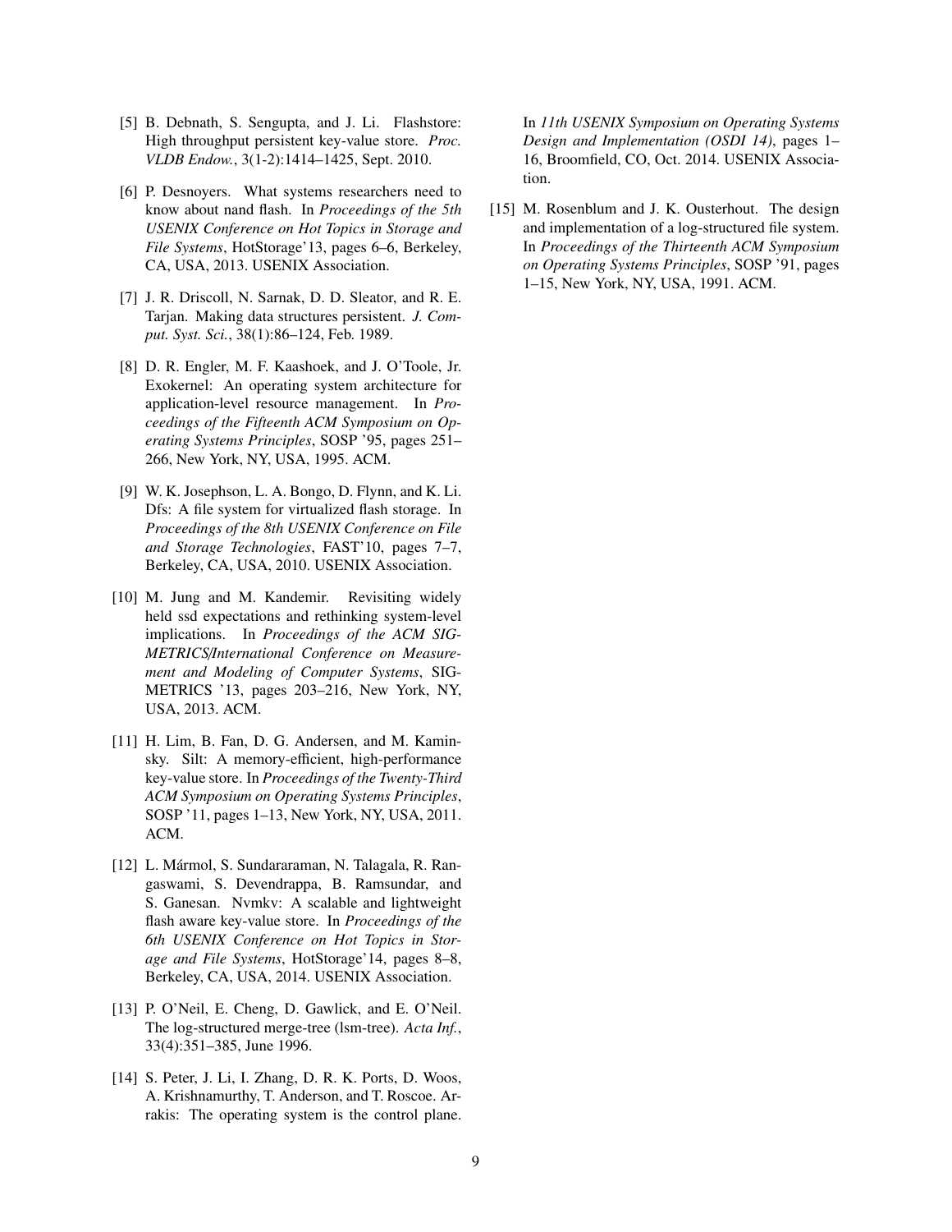[5] B. Debnath, S. Sengupta, and J. Li. Flashstore: High throughput persistent key-value store. *Proc. VLDB Endow.*, 3(1-2):1414–1425, Sept. 2010.

[6] P. Desnoyers. What systems researchers need to know about nand flash. In *Proceedings of the 5th USENIX Conference on Hot Topics in Storage and File Systems*, HotStorage'13, pages 6–6, Berkeley, CA, USA, 2013. USENIX Association.

[7] J. R. Driscoll, N. Sarnak, D. D. Sleator, and R. E. Tarjan. Making data structures persistent. *J. Comput. Syst. Sci.*, 38(1):86–124, Feb. 1989.

[8] D. R. Engler, M. F. Kaashoek, and J. O'Toole, Jr. Exokernel: An operating system architecture for application-level resource management. In *Proceedings of the Fifteenth ACM Symposium on Operating Systems Principles*, SOSP '95, pages 251–266, New York, NY, USA, 1995. ACM.

[9] W. K. Josephson, L. A. Bongo, D. Flynn, and K. Li. Dfs: A file system for virtualized flash storage. In *Proceedings of the 8th USENIX Conference on File and Storage Technologies*, FAST'10, pages 7–7, Berkeley, CA, USA, 2010. USENIX Association.

[10] M. Jung and M. Kandemir. Revisiting widely held ssd expectations and rethinking system-level implications. In *Proceedings of the ACM SIGMETRICS/International Conference on Measurement and Modeling of Computer Systems*, SIGMETRICS '13, pages 203–216, New York, NY, USA, 2013. ACM.

[11] H. Lim, B. Fan, D. G. Andersen, and M. Kaminsky. Silt: A memory-efficient, high-performance key-value store. In *Proceedings of the Twenty-Third ACM Symposium on Operating Systems Principles*, SOSP '11, pages 1–13, New York, NY, USA, 2011. ACM.

[12] L. Mármol, S. Sundararaman, N. Talagala, R. Rangaswami, S. Devendrappa, B. Ramsundar, and S. Ganesan. Nvmkv: A scalable and lightweight flash aware key-value store. In *Proceedings of the 6th USENIX Conference on Hot Topics in Storage and File Systems*, HotStorage'14, pages 8–8, Berkeley, CA, USA, 2014. USENIX Association.

[13] P. O'Neil, E. Cheng, D. Gawlick, and E. O'Neil. The log-structured merge-tree (lsm-tree). *Acta Inf.*, 33(4):351–385, June 1996.

[14] S. Peter, J. Li, I. Zhang, D. R. K. Ports, D. Woos, A. Krishnamurthy, T. Anderson, and T. Roscoe. Arrakis: The operating system is the control plane. In *11th USENIX Symposium on Operating Systems Design and Implementation (OSDI 14)*, pages 1–16, Broomfield, CO, Oct. 2014. USENIX Association.

[15] M. Rosenblum and J. K. Ousterhout. The design and implementation of a log-structured file system. In *Proceedings of the Thirteenth ACM Symposium on Operating Systems Principles*, SOSP '91, pages 1–15, New York, NY, USA, 1991. ACM.